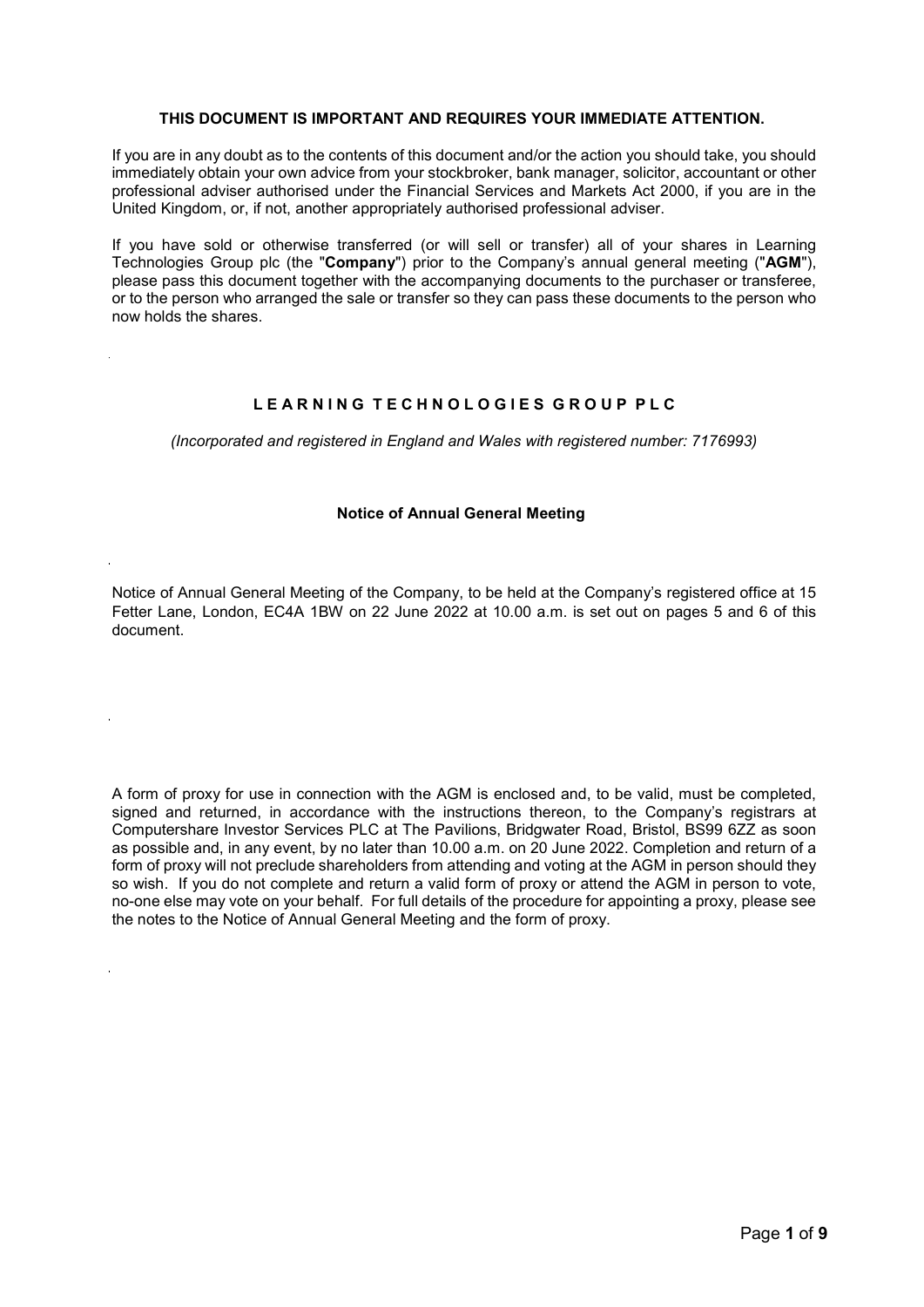**THIS DOCUMENT IS IMPORTANT AND REQUIRES YOUR IMMEDIATE ATTENTION.**

If you are in any doubt as to the contents of this document and/or the action you should take, you should immediately obtain your own advice from your stockbroker, bank manager, solicitor, accountant or other professional adviser authorised under the Financial Services and Markets Act 2000, if you are in the United Kingdom, or, if not, another appropriately authorised professional adviser.

If you have sold or otherwise transferred (or will sell or transfer) all of your shares in Learning Technologies Group plc (the "**Company**") prior to the Company's annual general meeting ("**AGM**"), please pass this document together with the accompanying documents to the purchaser or transferee, or to the person who arranged the sale or transfer so they can pass these documents to the person who now holds the shares.

# LEARNING TECHNOLOGIES GROUP PLC

*(Incorporated and registered in England and Wales with registered number: 7176993)*

## Notice of Annual General Meeting

Notice of Annual General Meeting of the Company, to be held at the Company's registered office at 15 Fetter Lane, London, EC4A 1BW on 22 June 2022 at 10.00 a.m. is set out on pages 5 and 6 of this document.

A form of proxy for use in connection with the AGM is enclosed and, to be valid, must be completed, signed and returned, in accordance with the instructions thereon, to the Company's registrars at Computershare Investor Services PLC at The Pavilions, Bridgwater Road, Bristol, BS99 6ZZ as soon as possible and, in any event, by no later than 10.00 a.m. on 20 June 2022. Completion and return of a form of proxy will not preclude shareholders from attending and voting at the AGM in person should they so wish. If you do not complete and return a valid form of proxy or attend the AGM in person to vote, no-one else may vote on your behalf. For full details of the procedure for appointing a proxy, please see the notes to the Notice of Annual General Meeting and the form of proxy.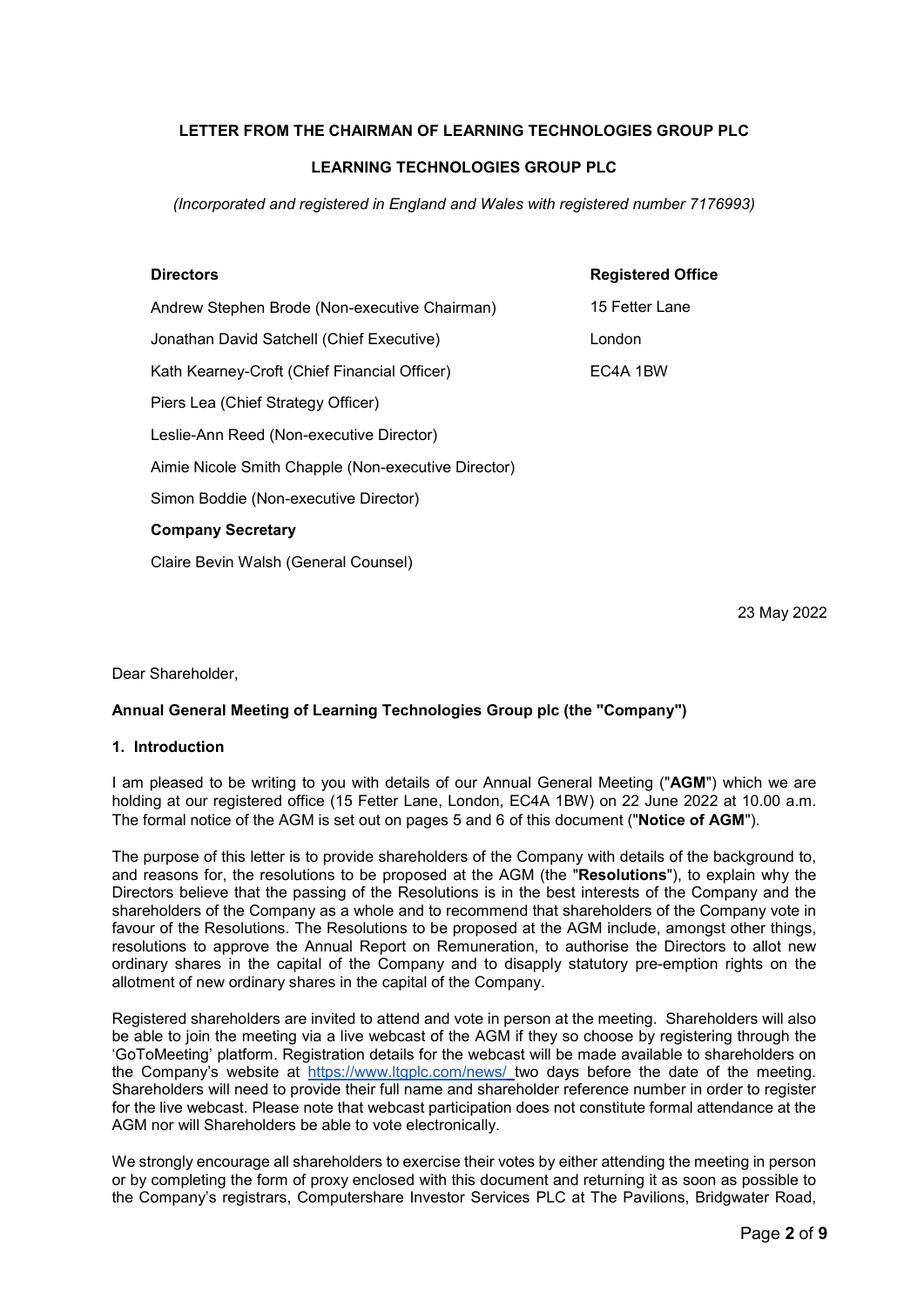**LETTER FROM THE CHAIRMAN OF LEARNING TECHNOLOGIES GROUP PLC**

**LEARNING TECHNOLOGIES GROUP PLC**

*(Incorporated and registered in England and Wales with registered number 7176993)*

| **Directors** | **Registered Office** |
|---|---|
| Andrew Stephen Brode (Non-executive Chairman) | 15 Fetter Lane |
| Jonathan David Satchell (Chief Executive) | London |
| Kath Kearney-Croft (Chief Financial Officer) | EC4A 1BW |
| Piers Lea (Chief Strategy Officer) | |
| Leslie-Ann Reed (Non-executive Director) | |
| Aimie Nicole Smith Chapple (Non-executive Director) | |
| Simon Boddie (Non-executive Director) | |

**Company Secretary**

Claire Bevin Walsh (General Counsel)

23 May 2022

Dear Shareholder,

**Annual General Meeting of Learning Technologies Group plc (the "Company")**

**1. Introduction**

I am pleased to be writing to you with details of our Annual General Meeting ("**AGM**") which we are holding at our registered office (15 Fetter Lane, London, EC4A 1BW) on 22 June 2022 at 10.00 a.m. The formal notice of the AGM is set out on pages 5 and 6 of this document ("**Notice of AGM**").

The purpose of this letter is to provide shareholders of the Company with details of the background to, and reasons for, the resolutions to be proposed at the AGM (the "**Resolutions**"), to explain why the Directors believe that the passing of the Resolutions is in the best interests of the Company and the shareholders of the Company as a whole and to recommend that shareholders of the Company vote in favour of the Resolutions. The Resolutions to be proposed at the AGM include, amongst other things, resolutions to approve the Annual Report on Remuneration, to authorise the Directors to allot new ordinary shares in the capital of the Company and to disapply statutory pre-emption rights on the allotment of new ordinary shares in the capital of the Company.

Registered shareholders are invited to attend and vote in person at the meeting. Shareholders will also be able to join the meeting via a live webcast of the AGM if they so choose by registering through the 'GoToMeeting' platform. Registration details for the webcast will be made available to shareholders on the Company's website at https://www.ltgplc.com/news/ two days before the date of the meeting. Shareholders will need to provide their full name and shareholder reference number in order to register for the live webcast. Please note that webcast participation does not constitute formal attendance at the AGM nor will Shareholders be able to vote electronically.

We strongly encourage all shareholders to exercise their votes by either attending the meeting in person or by completing the form of proxy enclosed with this document and returning it as soon as possible to the Company's registrars, Computershare Investor Services PLC at The Pavilions, Bridgwater Road,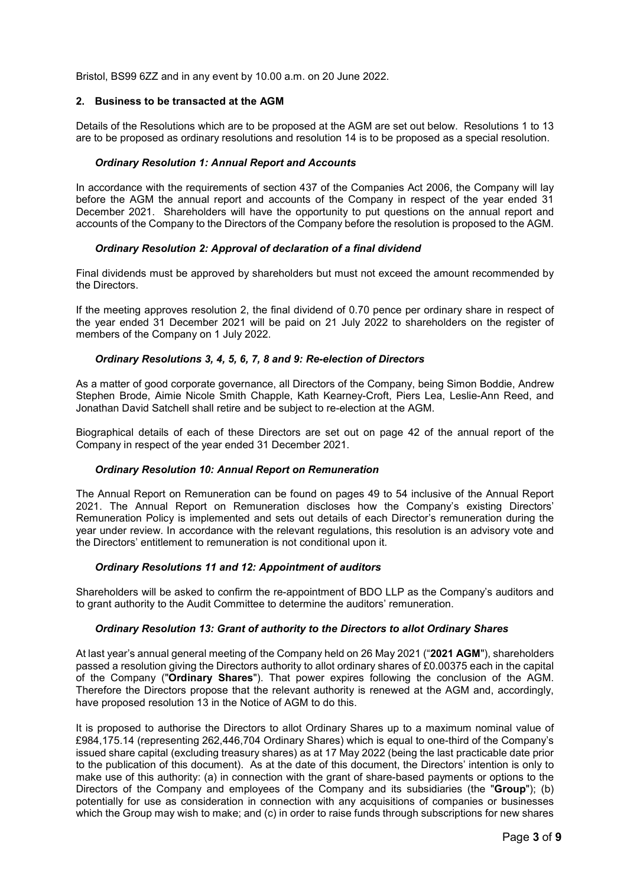Bristol, BS99 6ZZ and in any event by 10.00 a.m. on 20 June 2022.

## 2. Business to be transacted at the AGM

Details of the Resolutions which are to be proposed at the AGM are set out below. Resolutions 1 to 13 are to be proposed as ordinary resolutions and resolution 14 is to be proposed as a special resolution.

### *Ordinary Resolution 1: Annual Report and Accounts*

In accordance with the requirements of section 437 of the Companies Act 2006, the Company will lay before the AGM the annual report and accounts of the Company in respect of the year ended 31 December 2021. Shareholders will have the opportunity to put questions on the annual report and accounts of the Company to the Directors of the Company before the resolution is proposed to the AGM.

### *Ordinary Resolution 2: Approval of declaration of a final dividend*

Final dividends must be approved by shareholders but must not exceed the amount recommended by the Directors.

If the meeting approves resolution 2, the final dividend of 0.70 pence per ordinary share in respect of the year ended 31 December 2021 will be paid on 21 July 2022 to shareholders on the register of members of the Company on 1 July 2022.

### *Ordinary Resolutions 3, 4, 5, 6, 7, 8 and 9: Re-election of Directors*

As a matter of good corporate governance, all Directors of the Company, being Simon Boddie, Andrew Stephen Brode, Aimie Nicole Smith Chapple, Kath Kearney-Croft, Piers Lea, Leslie-Ann Reed, and Jonathan David Satchell shall retire and be subject to re-election at the AGM.

Biographical details of each of these Directors are set out on page 42 of the annual report of the Company in respect of the year ended 31 December 2021.

### *Ordinary Resolution 10: Annual Report on Remuneration*

The Annual Report on Remuneration can be found on pages 49 to 54 inclusive of the Annual Report 2021. The Annual Report on Remuneration discloses how the Company's existing Directors' Remuneration Policy is implemented and sets out details of each Director's remuneration during the year under review. In accordance with the relevant regulations, this resolution is an advisory vote and the Directors' entitlement to remuneration is not conditional upon it.

### *Ordinary Resolutions 11 and 12: Appointment of auditors*

Shareholders will be asked to confirm the re-appointment of BDO LLP as the Company's auditors and to grant authority to the Audit Committee to determine the auditors' remuneration.

### *Ordinary Resolution 13: Grant of authority to the Directors to allot Ordinary Shares*

At last year's annual general meeting of the Company held on 26 May 2021 ("**2021 AGM**"), shareholders passed a resolution giving the Directors authority to allot ordinary shares of £0.00375 each in the capital of the Company ("**Ordinary Shares**"). That power expires following the conclusion of the AGM. Therefore the Directors propose that the relevant authority is renewed at the AGM and, accordingly, have proposed resolution 13 in the Notice of AGM to do this.

It is proposed to authorise the Directors to allot Ordinary Shares up to a maximum nominal value of £984,175.14 (representing 262,446,704 Ordinary Shares) which is equal to one-third of the Company's issued share capital (excluding treasury shares) as at 17 May 2022 (being the last practicable date prior to the publication of this document). As at the date of this document, the Directors' intention is only to make use of this authority: (a) in connection with the grant of share-based payments or options to the Directors of the Company and employees of the Company and its subsidiaries (the "**Group**"); (b) potentially for use as consideration in connection with any acquisitions of companies or businesses which the Group may wish to make; and (c) in order to raise funds through subscriptions for new shares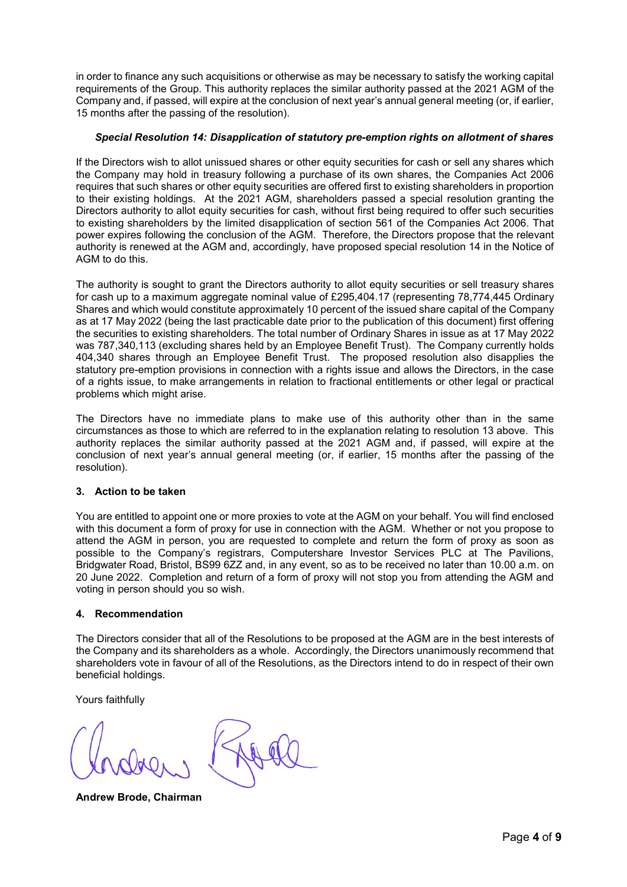in order to finance any such acquisitions or otherwise as may be necessary to satisfy the working capital requirements of the Group. This authority replaces the similar authority passed at the 2021 AGM of the Company and, if passed, will expire at the conclusion of next year's annual general meeting (or, if earlier, 15 months after the passing of the resolution).

***Special Resolution 14: Disapplication of statutory pre-emption rights on allotment of shares***

If the Directors wish to allot unissued shares or other equity securities for cash or sell any shares which the Company may hold in treasury following a purchase of its own shares, the Companies Act 2006 requires that such shares or other equity securities are offered first to existing shareholders in proportion to their existing holdings. At the 2021 AGM, shareholders passed a special resolution granting the Directors authority to allot equity securities for cash, without first being required to offer such securities to existing shareholders by the limited disapplication of section 561 of the Companies Act 2006. That power expires following the conclusion of the AGM. Therefore, the Directors propose that the relevant authority is renewed at the AGM and, accordingly, have proposed special resolution 14 in the Notice of AGM to do this.

The authority is sought to grant the Directors authority to allot equity securities or sell treasury shares for cash up to a maximum aggregate nominal value of £295,404.17 (representing 78,774,445 Ordinary Shares and which would constitute approximately 10 percent of the issued share capital of the Company as at 17 May 2022 (being the last practicable date prior to the publication of this document) first offering the securities to existing shareholders. The total number of Ordinary Shares in issue as at 17 May 2022 was 787,340,113 (excluding shares held by an Employee Benefit Trust). The Company currently holds 404,340 shares through an Employee Benefit Trust. The proposed resolution also disapplies the statutory pre-emption provisions in connection with a rights issue and allows the Directors, in the case of a rights issue, to make arrangements in relation to fractional entitlements or other legal or practical problems which might arise.

The Directors have no immediate plans to make use of this authority other than in the same circumstances as those to which are referred to in the explanation relating to resolution 13 above. This authority replaces the similar authority passed at the 2021 AGM and, if passed, will expire at the conclusion of next year's annual general meeting (or, if earlier, 15 months after the passing of the resolution).

### 3. Action to be taken

You are entitled to appoint one or more proxies to vote at the AGM on your behalf. You will find enclosed with this document a form of proxy for use in connection with the AGM. Whether or not you propose to attend the AGM in person, you are requested to complete and return the form of proxy as soon as possible to the Company's registrars, Computershare Investor Services PLC at The Pavilions, Bridgwater Road, Bristol, BS99 6ZZ and, in any event, so as to be received no later than 10.00 a.m. on 20 June 2022. Completion and return of a form of proxy will not stop you from attending the AGM and voting in person should you so wish.

### 4. Recommendation

The Directors consider that all of the Resolutions to be proposed at the AGM are in the best interests of the Company and its shareholders as a whole. Accordingly, the Directors unanimously recommend that shareholders vote in favour of all of the Resolutions, as the Directors intend to do in respect of their own beneficial holdings.

Yours faithfully

**Andrew Brode, Chairman**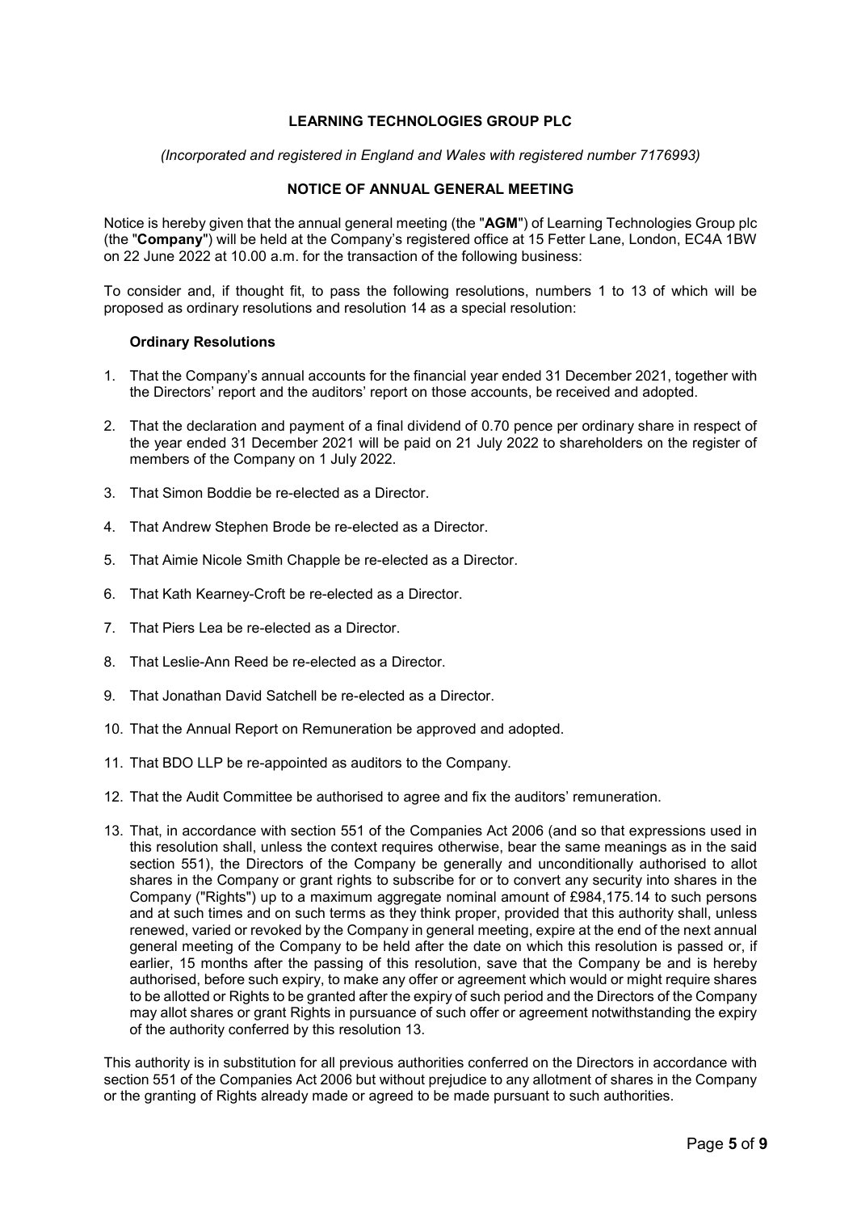# LEARNING TECHNOLOGIES GROUP PLC

*(Incorporated and registered in England and Wales with registered number 7176993)*

## NOTICE OF ANNUAL GENERAL MEETING

Notice is hereby given that the annual general meeting (the "**AGM**") of Learning Technologies Group plc (the "**Company**") will be held at the Company's registered office at 15 Fetter Lane, London, EC4A 1BW on 22 June 2022 at 10.00 a.m. for the transaction of the following business:

To consider and, if thought fit, to pass the following resolutions, numbers 1 to 13 of which will be proposed as ordinary resolutions and resolution 14 as a special resolution:

### Ordinary Resolutions

1. That the Company's annual accounts for the financial year ended 31 December 2021, together with the Directors' report and the auditors' report on those accounts, be received and adopted.
2. That the declaration and payment of a final dividend of 0.70 pence per ordinary share in respect of the year ended 31 December 2021 will be paid on 21 July 2022 to shareholders on the register of members of the Company on 1 July 2022.
3. That Simon Boddie be re-elected as a Director.
4. That Andrew Stephen Brode be re-elected as a Director.
5. That Aimie Nicole Smith Chapple be re-elected as a Director.
6. That Kath Kearney-Croft be re-elected as a Director.
7. That Piers Lea be re-elected as a Director.
8. That Leslie-Ann Reed be re-elected as a Director.
9. That Jonathan David Satchell be re-elected as a Director.
10. That the Annual Report on Remuneration be approved and adopted.
11. That BDO LLP be re-appointed as auditors to the Company.
12. That the Audit Committee be authorised to agree and fix the auditors' remuneration.
13. That, in accordance with section 551 of the Companies Act 2006 (and so that expressions used in this resolution shall, unless the context requires otherwise, bear the same meanings as in the said section 551), the Directors of the Company be generally and unconditionally authorised to allot shares in the Company or grant rights to subscribe for or to convert any security into shares in the Company ("Rights") up to a maximum aggregate nominal amount of £984,175.14 to such persons and at such times and on such terms as they think proper, provided that this authority shall, unless renewed, varied or revoked by the Company in general meeting, expire at the end of the next annual general meeting of the Company to be held after the date on which this resolution is passed or, if earlier, 15 months after the passing of this resolution, save that the Company be and is hereby authorised, before such expiry, to make any offer or agreement which would or might require shares to be allotted or Rights to be granted after the expiry of such period and the Directors of the Company may allot shares or grant Rights in pursuance of such offer or agreement notwithstanding the expiry of the authority conferred by this resolution 13.

This authority is in substitution for all previous authorities conferred on the Directors in accordance with section 551 of the Companies Act 2006 but without prejudice to any allotment of shares in the Company or the granting of Rights already made or agreed to be made pursuant to such authorities.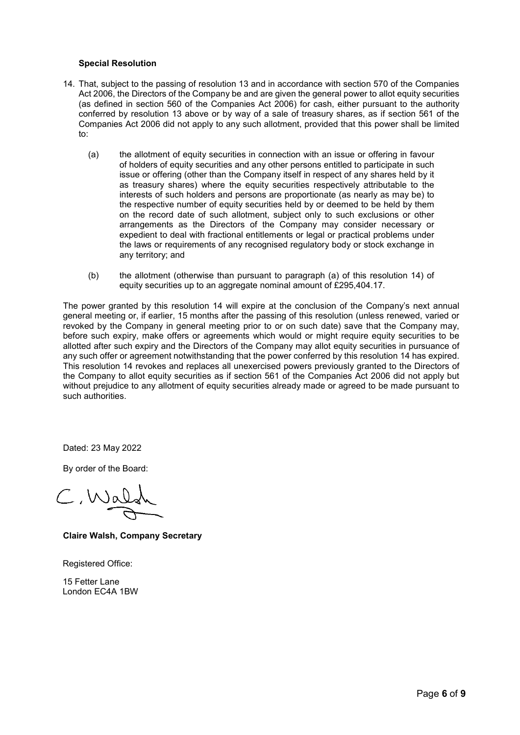**Special Resolution**

14. That, subject to the passing of resolution 13 and in accordance with section 570 of the Companies Act 2006, the Directors of the Company be and are given the general power to allot equity securities (as defined in section 560 of the Companies Act 2006) for cash, either pursuant to the authority conferred by resolution 13 above or by way of a sale of treasury shares, as if section 561 of the Companies Act 2006 did not apply to any such allotment, provided that this power shall be limited to:

    (a) the allotment of equity securities in connection with an issue or offering in favour of holders of equity securities and any other persons entitled to participate in such issue or offering (other than the Company itself in respect of any shares held by it as treasury shares) where the equity securities respectively attributable to the interests of such holders and persons are proportionate (as nearly as may be) to the respective number of equity securities held by or deemed to be held by them on the record date of such allotment, subject only to such exclusions or other arrangements as the Directors of the Company may consider necessary or expedient to deal with fractional entitlements or legal or practical problems under the laws or requirements of any recognised regulatory body or stock exchange in any territory; and

    (b) the allotment (otherwise than pursuant to paragraph (a) of this resolution 14) of equity securities up to an aggregate nominal amount of £295,404.17.

The power granted by this resolution 14 will expire at the conclusion of the Company's next annual general meeting or, if earlier, 15 months after the passing of this resolution (unless renewed, varied or revoked by the Company in general meeting prior to or on such date) save that the Company may, before such expiry, make offers or agreements which would or might require equity securities to be allotted after such expiry and the Directors of the Company may allot equity securities in pursuance of any such offer or agreement notwithstanding that the power conferred by this resolution 14 has expired. This resolution 14 revokes and replaces all unexercised powers previously granted to the Directors of the Company to allot equity securities as if section 561 of the Companies Act 2006 did not apply but without prejudice to any allotment of equity securities already made or agreed to be made pursuant to such authorities.

Dated: 23 May 2022

By order of the Board:

C. Walsh

**Claire Walsh, Company Secretary**

Registered Office:

15 Fetter Lane
London EC4A 1BW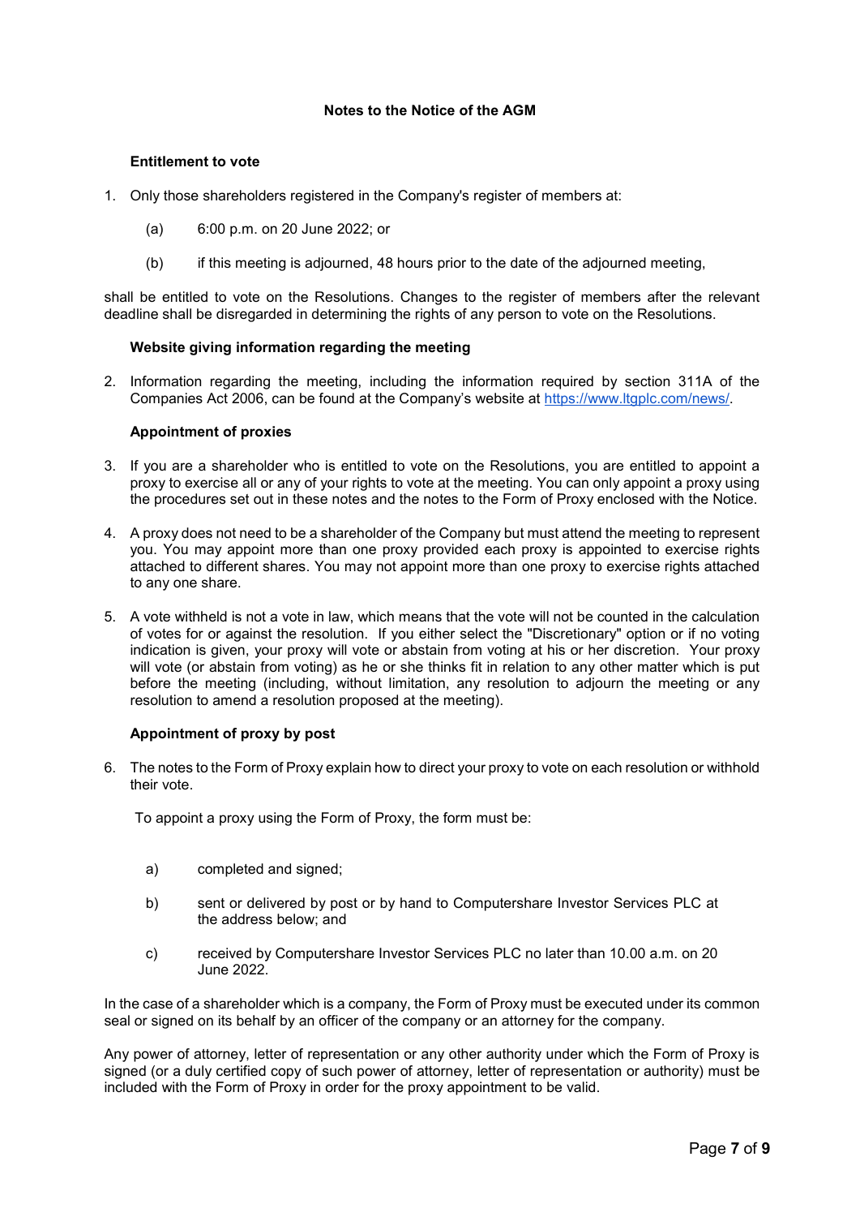## Notes to the Notice of the AGM

### Entitlement to vote

1. Only those shareholders registered in the Company's register of members at:

   (a) 6:00 p.m. on 20 June 2022; or

   (b) if this meeting is adjourned, 48 hours prior to the date of the adjourned meeting,

shall be entitled to vote on the Resolutions. Changes to the register of members after the relevant deadline shall be disregarded in determining the rights of any person to vote on the Resolutions.

### Website giving information regarding the meeting

2. Information regarding the meeting, including the information required by section 311A of the Companies Act 2006, can be found at the Company's website at [https://www.ltgplc.com/news/](https://www.ltgplc.com/news/).

### Appointment of proxies

3. If you are a shareholder who is entitled to vote on the Resolutions, you are entitled to appoint a proxy to exercise all or any of your rights to vote at the meeting. You can only appoint a proxy using the procedures set out in these notes and the notes to the Form of Proxy enclosed with the Notice.

4. A proxy does not need to be a shareholder of the Company but must attend the meeting to represent you. You may appoint more than one proxy provided each proxy is appointed to exercise rights attached to different shares. You may not appoint more than one proxy to exercise rights attached to any one share.

5. A vote withheld is not a vote in law, which means that the vote will not be counted in the calculation of votes for or against the resolution. If you either select the "Discretionary" option or if no voting indication is given, your proxy will vote or abstain from voting at his or her discretion. Your proxy will vote (or abstain from voting) as he or she thinks fit in relation to any other matter which is put before the meeting (including, without limitation, any resolution to adjourn the meeting or any resolution to amend a resolution proposed at the meeting).

### Appointment of proxy by post

6. The notes to the Form of Proxy explain how to direct your proxy to vote on each resolution or withhold their vote.

   To appoint a proxy using the Form of Proxy, the form must be:

   a) completed and signed;

   b) sent or delivered by post or by hand to Computershare Investor Services PLC at the address below; and

   c) received by Computershare Investor Services PLC no later than 10.00 a.m. on 20 June 2022.

In the case of a shareholder which is a company, the Form of Proxy must be executed under its common seal or signed on its behalf by an officer of the company or an attorney for the company.

Any power of attorney, letter of representation or any other authority under which the Form of Proxy is signed (or a duly certified copy of such power of attorney, letter of representation or authority) must be included with the Form of Proxy in order for the proxy appointment to be valid.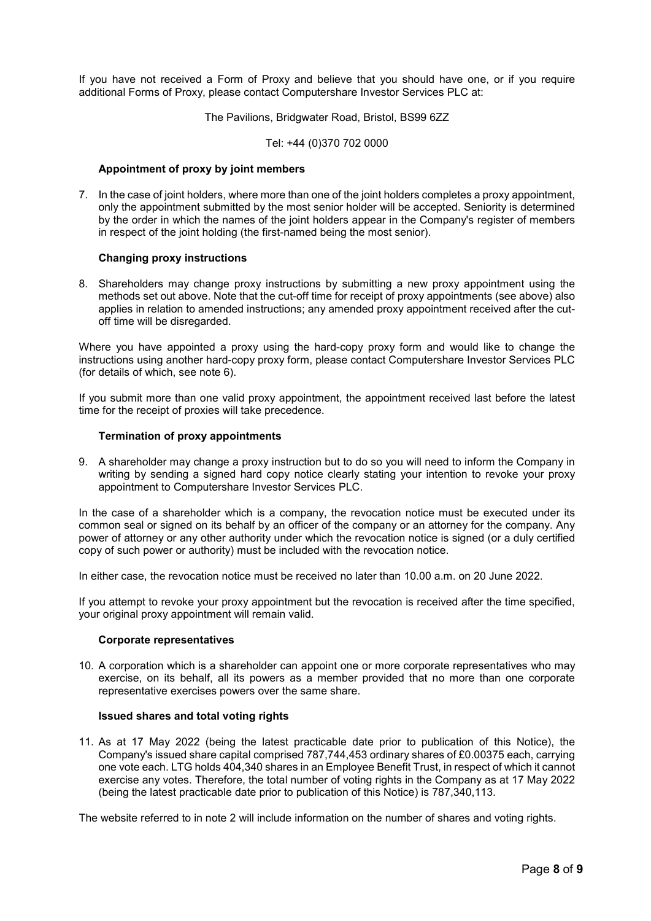If you have not received a Form of Proxy and believe that you should have one, or if you require additional Forms of Proxy, please contact Computershare Investor Services PLC at:

The Pavilions, Bridgwater Road, Bristol, BS99 6ZZ

Tel: +44 (0)370 702 0000

**Appointment of proxy by joint members**

7. In the case of joint holders, where more than one of the joint holders completes a proxy appointment, only the appointment submitted by the most senior holder will be accepted. Seniority is determined by the order in which the names of the joint holders appear in the Company's register of members in respect of the joint holding (the first-named being the most senior).

**Changing proxy instructions**

8. Shareholders may change proxy instructions by submitting a new proxy appointment using the methods set out above. Note that the cut-off time for receipt of proxy appointments (see above) also applies in relation to amended instructions; any amended proxy appointment received after the cut-off time will be disregarded.

Where you have appointed a proxy using the hard-copy proxy form and would like to change the instructions using another hard-copy proxy form, please contact Computershare Investor Services PLC (for details of which, see note 6).

If you submit more than one valid proxy appointment, the appointment received last before the latest time for the receipt of proxies will take precedence.

**Termination of proxy appointments**

9. A shareholder may change a proxy instruction but to do so you will need to inform the Company in writing by sending a signed hard copy notice clearly stating your intention to revoke your proxy appointment to Computershare Investor Services PLC.

In the case of a shareholder which is a company, the revocation notice must be executed under its common seal or signed on its behalf by an officer of the company or an attorney for the company. Any power of attorney or any other authority under which the revocation notice is signed (or a duly certified copy of such power or authority) must be included with the revocation notice.

In either case, the revocation notice must be received no later than 10.00 a.m. on 20 June 2022.

If you attempt to revoke your proxy appointment but the revocation is received after the time specified, your original proxy appointment will remain valid.

**Corporate representatives**

10. A corporation which is a shareholder can appoint one or more corporate representatives who may exercise, on its behalf, all its powers as a member provided that no more than one corporate representative exercises powers over the same share.

**Issued shares and total voting rights**

11. As at 17 May 2022 (being the latest practicable date prior to publication of this Notice), the Company's issued share capital comprised 787,744,453 ordinary shares of £0.00375 each, carrying one vote each. LTG holds 404,340 shares in an Employee Benefit Trust, in respect of which it cannot exercise any votes. Therefore, the total number of voting rights in the Company as at 17 May 2022 (being the latest practicable date prior to publication of this Notice) is 787,340,113.

The website referred to in note 2 will include information on the number of shares and voting rights.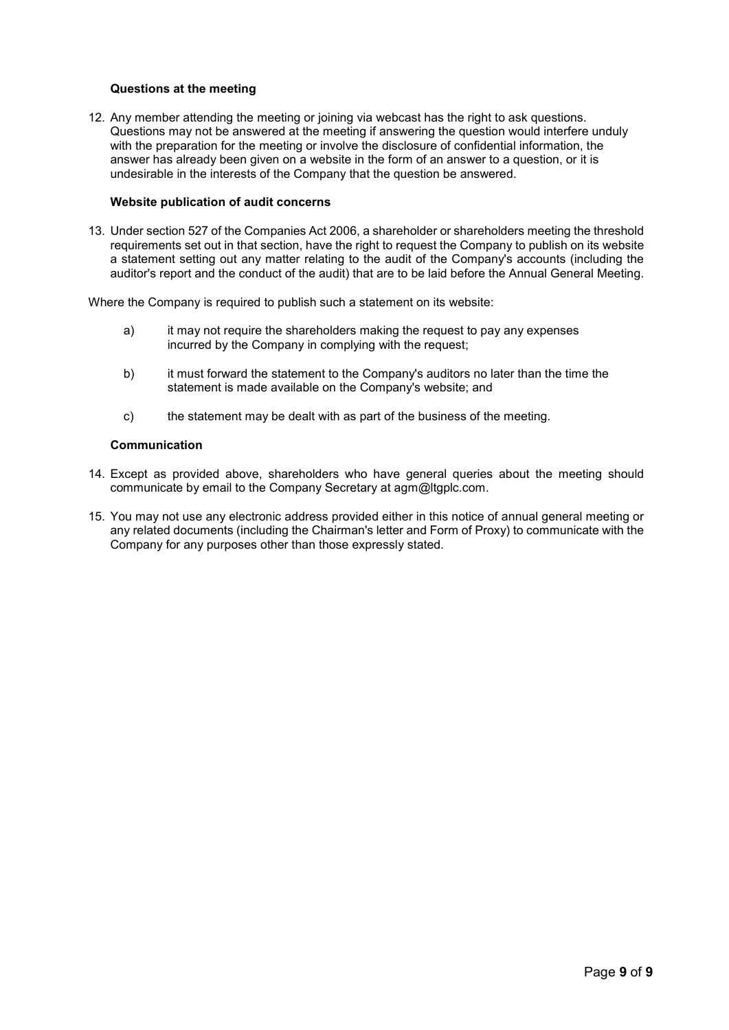**Questions at the meeting**

12. Any member attending the meeting or joining via webcast has the right to ask questions. Questions may not be answered at the meeting if answering the question would interfere unduly with the preparation for the meeting or involve the disclosure of confidential information, the answer has already been given on a website in the form of an answer to a question, or it is undesirable in the interests of the Company that the question be answered.

**Website publication of audit concerns**

13. Under section 527 of the Companies Act 2006, a shareholder or shareholders meeting the threshold requirements set out in that section, have the right to request the Company to publish on its website a statement setting out any matter relating to the audit of the Company's accounts (including the auditor's report and the conduct of the audit) that are to be laid before the Annual General Meeting.

Where the Company is required to publish such a statement on its website:

a) it may not require the shareholders making the request to pay any expenses incurred by the Company in complying with the request;

b) it must forward the statement to the Company's auditors no later than the time the statement is made available on the Company's website; and

c) the statement may be dealt with as part of the business of the meeting.

**Communication**

14. Except as provided above, shareholders who have general queries about the meeting should communicate by email to the Company Secretary at agm@ltgplc.com.

15. You may not use any electronic address provided either in this notice of annual general meeting or any related documents (including the Chairman's letter and Form of Proxy) to communicate with the Company for any purposes other than those expressly stated.